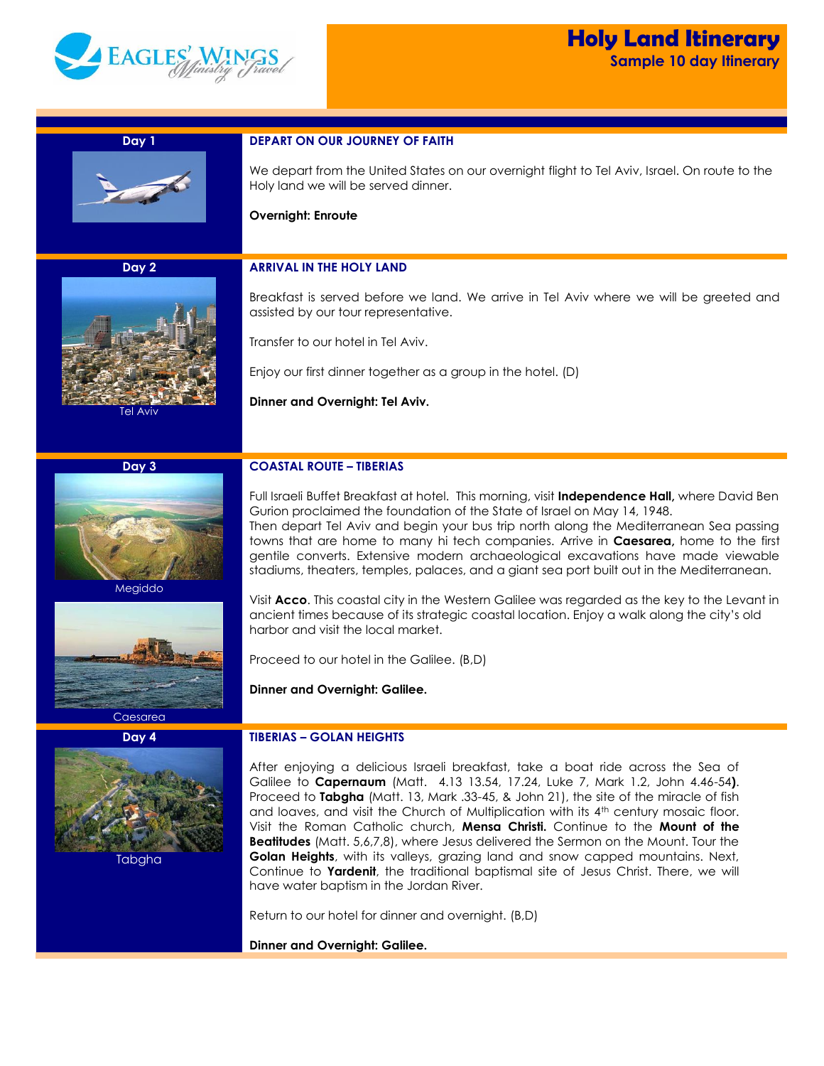# Holy Land Itinerary

## Sample 10 day Itinerary

### Day 1

**DEPART ON OUR JOURNEY OF FAITH**

We depart from the United States on our overnight flight to Tel Aviv, Israel. On route to the Holy land we will be served dinner.

**Overnight: Enroute**

### Day 2

Tel Aviv

**ARRIVAL IN THE HOLY LAND**

Breakfast is served before we land. We arrive in Tel Aviv where we will be greeted and assisted by our tour representative.

Transfer to our hotel in Tel Aviv.

Enjoy our first dinner together as a group in the hotel. (D)

**Dinner and Overnight: Tel Aviv.**

### Day 3

Megiddo

Caesarea

**COASTAL ROUTE – TIBERIAS**

Full Israeli Buffet Breakfast at hotel. This morning, visit **Independence Hall,** where David Ben Gurion proclaimed the foundation of the State of Israel on May 14, 1948.
Then depart Tel Aviv and begin your bus trip north along the Mediterranean Sea passing towns that are home to many hi tech companies. Arrive in **Caesarea,** home to the first gentile converts. Extensive modern archaeological excavations have made viewable stadiums, theaters, temples, palaces, and a giant sea port built out in the Mediterranean.

Visit **Acco**. This coastal city in the Western Galilee was regarded as the key to the Levant in ancient times because of its strategic coastal location. Enjoy a walk along the city's old harbor and visit the local market.

Proceed to our hotel in the Galilee. (B,D)

**Dinner and Overnight: Galilee.**

### Day 4

Tabgha

**TIBERIAS – GOLAN HEIGHTS**

After enjoying a delicious Israeli breakfast, take a boat ride across the Sea of Galilee to **Capernaum** (Matt. 4.13 13.54, 17.24, Luke 7, Mark 1.2, John 4.46-54**)**. Proceed to **Tabgha** (Matt. 13, Mark .33-45, & John 21), the site of the miracle of fish and loaves, and visit the Church of Multiplication with its 4th century mosaic floor. Visit the Roman Catholic church, **Mensa Christi.** Continue to the **Mount of the Beatitudes** (Matt. 5,6,7,8), where Jesus delivered the Sermon on the Mount. Tour the **Golan Heights**, with its valleys, grazing land and snow capped mountains. Next, Continue to **Yardenit**, the traditional baptismal site of Jesus Christ. There, we will have water baptism in the Jordan River.

Return to our hotel for dinner and overnight. (B,D)

**Dinner and Overnight: Galilee.**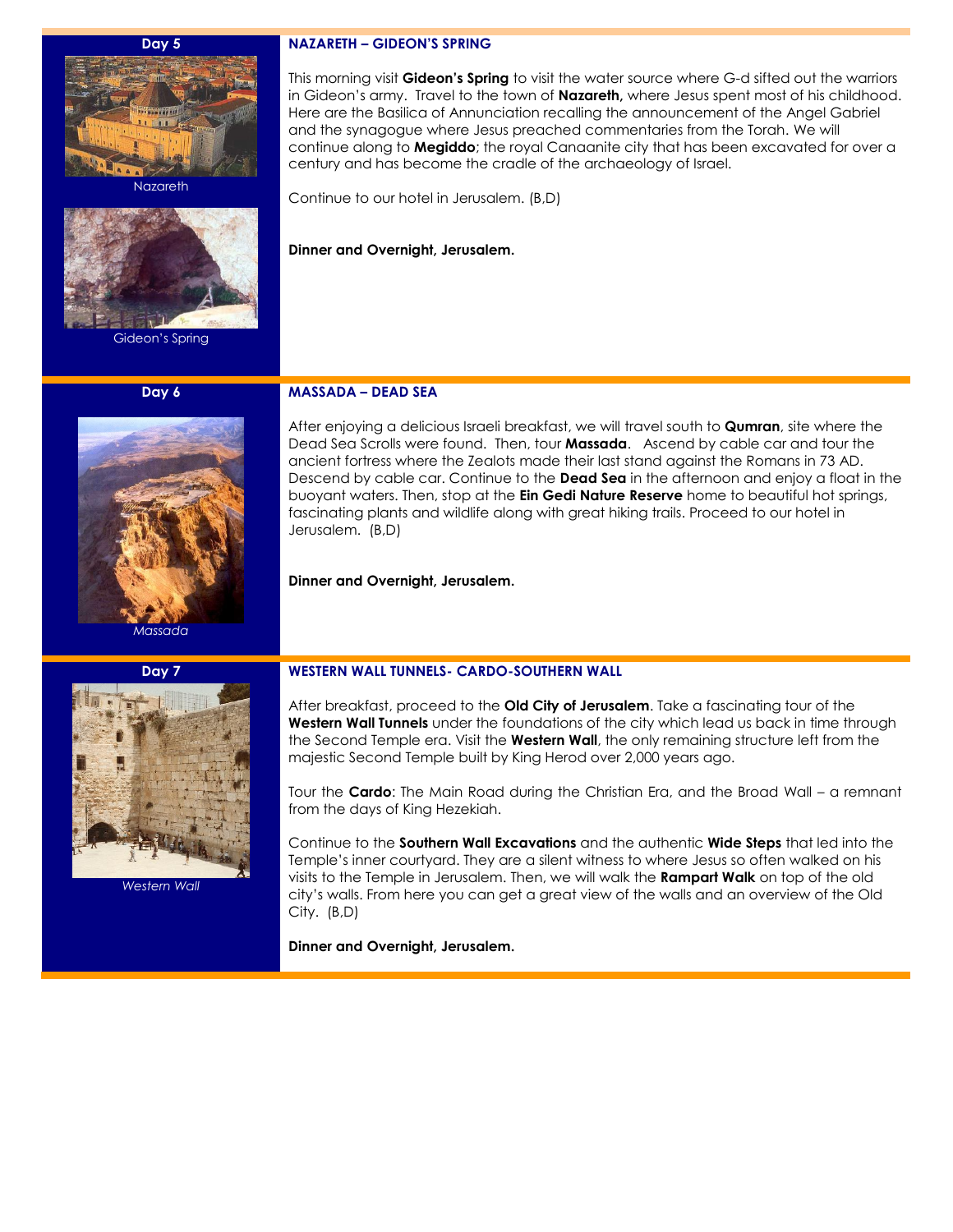## Day 5

Nazareth

Gideon's Spring

### NAZARETH – GIDEON'S SPRING

This morning visit **Gideon's Spring** to visit the water source where G-d sifted out the warriors in Gideon's army. Travel to the town of **Nazareth,** where Jesus spent most of his childhood. Here are the Basilica of Annunciation recalling the announcement of the Angel Gabriel and the synagogue where Jesus preached commentaries from the Torah. We will continue along to **Megiddo**; the royal Canaanite city that has been excavated for over a century and has become the cradle of the archaeology of Israel.

Continue to our hotel in Jerusalem. (B,D)

**Dinner and Overnight, Jerusalem.**

## Day 6

*Massada*

### MASSADA – DEAD SEA

After enjoying a delicious Israeli breakfast, we will travel south to **Qumran**, site where the Dead Sea Scrolls were found. Then, tour **Massada**. Ascend by cable car and tour the ancient fortress where the Zealots made their last stand against the Romans in 73 AD. Descend by cable car. Continue to the **Dead Sea** in the afternoon and enjoy a float in the buoyant waters. Then, stop at the **Ein Gedi Nature Reserve** home to beautiful hot springs, fascinating plants and wildlife along with great hiking trails. Proceed to our hotel in Jerusalem. (B,D)

**Dinner and Overnight, Jerusalem.**

## Day 7

*Western Wall*

### WESTERN WALL TUNNELS- CARDO-SOUTHERN WALL

After breakfast, proceed to the **Old City of Jerusalem**. Take a fascinating tour of the **Western Wall Tunnels** under the foundations of the city which lead us back in time through the Second Temple era. Visit the **Western Wall**, the only remaining structure left from the majestic Second Temple built by King Herod over 2,000 years ago.

Tour the **Cardo**: The Main Road during the Christian Era, and the Broad Wall – a remnant from the days of King Hezekiah.

Continue to the **Southern Wall Excavations** and the authentic **Wide Steps** that led into the Temple's inner courtyard. They are a silent witness to where Jesus so often walked on his visits to the Temple in Jerusalem. Then, we will walk the **Rampart Walk** on top of the old city's walls. From here you can get a great view of the walls and an overview of the Old City. (B,D)

**Dinner and Overnight, Jerusalem.**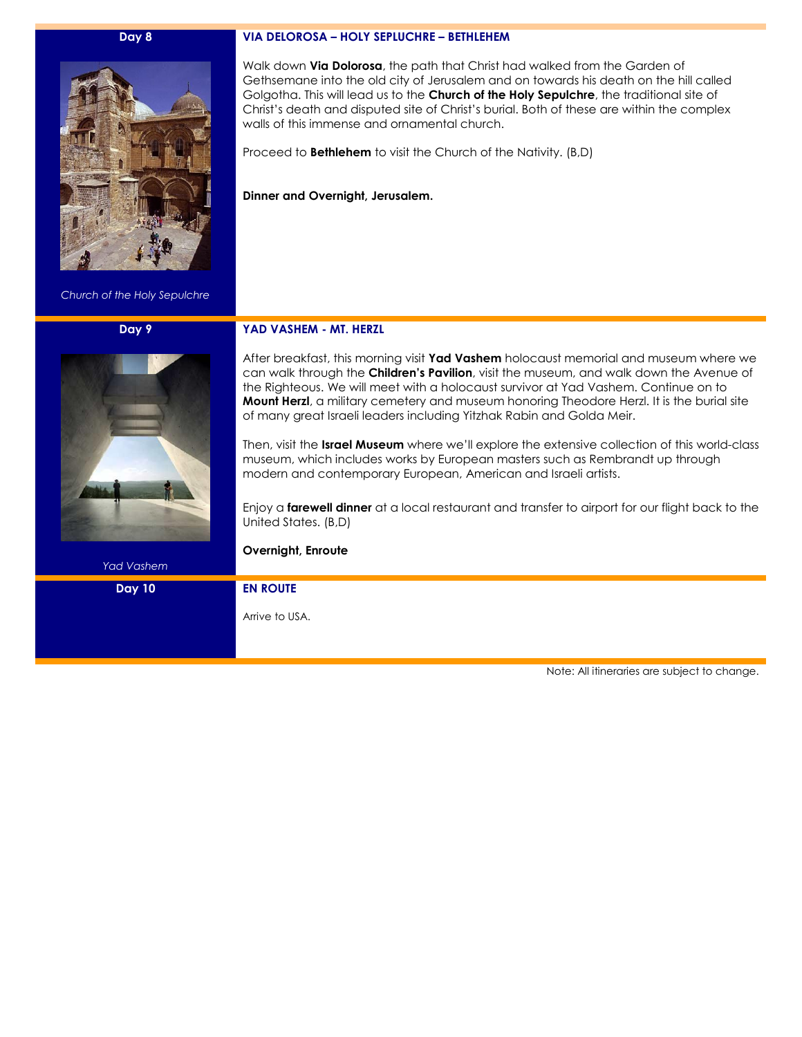## Day 8

### VIA DELOROSA – HOLY SEPLUCHRE – BETHLEHEM

Walk down **Via Dolorosa**, the path that Christ had walked from the Garden of Gethsemane into the old city of Jerusalem and on towards his death on the hill called Golgotha. This will lead us to the **Church of the Holy Sepulchre**, the traditional site of Christ's death and disputed site of Christ's burial. Both of these are within the complex walls of this immense and ornamental church.

Proceed to **Bethlehem** to visit the Church of the Nativity. (B,D)

**Dinner and Overnight, Jerusalem.**

*Church of the Holy Sepulchre*

## Day 9

### YAD VASHEM - MT. HERZL

After breakfast, this morning visit **Yad Vashem** holocaust memorial and museum where we can walk through the **Children's Pavilion**, visit the museum, and walk down the Avenue of the Righteous. We will meet with a holocaust survivor at Yad Vashem. Continue on to **Mount Herzl**, a military cemetery and museum honoring Theodore Herzl. It is the burial site of many great Israeli leaders including Yitzhak Rabin and Golda Meir.

Then, visit the **Israel Museum** where we'll explore the extensive collection of this world-class museum, which includes works by European masters such as Rembrandt up through modern and contemporary European, American and Israeli artists.

Enjoy a **farewell dinner** at a local restaurant and transfer to airport for our flight back to the United States. (B,D)

**Overnight, Enroute**

*Yad Vashem*

## Day 10

### EN ROUTE

Arrive to USA.

Note: All itineraries are subject to change.